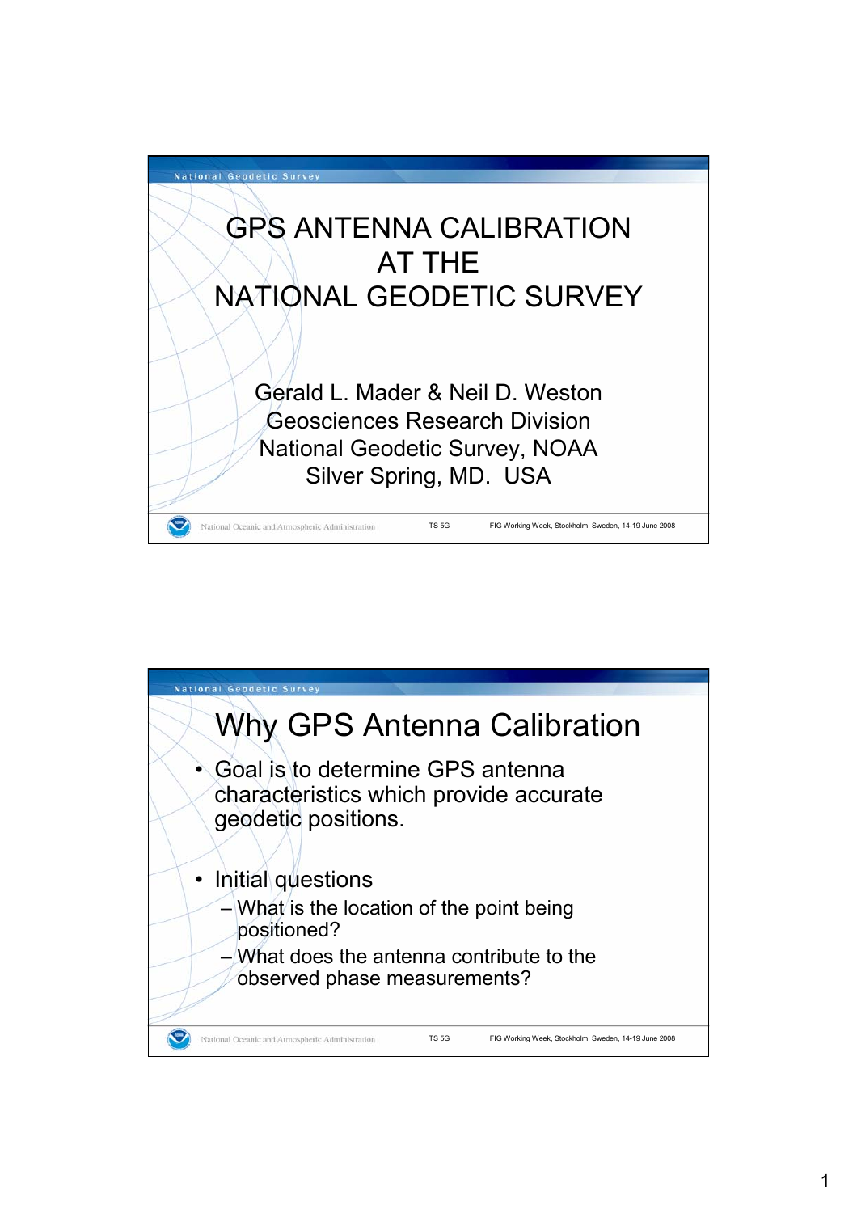# GPS ANTENNA CALIBRATION AT THE NATIONAL GEODETIC SURVEY

Gerald L. Mader & Neil D. Weston
Geosciences Research Division
National Geodetic Survey, NOAA
Silver Spring, MD. USA

## Why GPS Antenna Calibration

- Goal is to determine GPS antenna characteristics which provide accurate geodetic positions.
- Initial questions
  - What is the location of the point being positioned?
  - What does the antenna contribute to the observed phase measurements?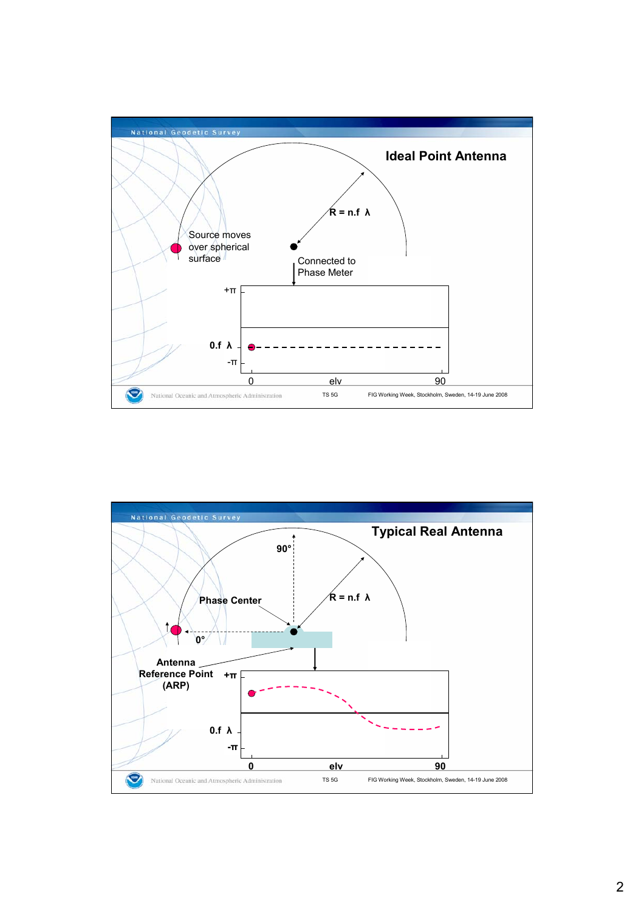## Ideal Point Antenna

Source moves over spherical surface

$R = n.f\ \lambda$

Connected to Phase Meter

$+\pi$

$0.f\ \lambda$

$-\pi$

0 elv 90

## Typical Real Antenna

90°

Phase Center

$R = n.f\ \lambda$

0°

Antenna Reference Point (ARP)

$+\pi$

$0.f\ \lambda$

$-\pi$

0 elv 90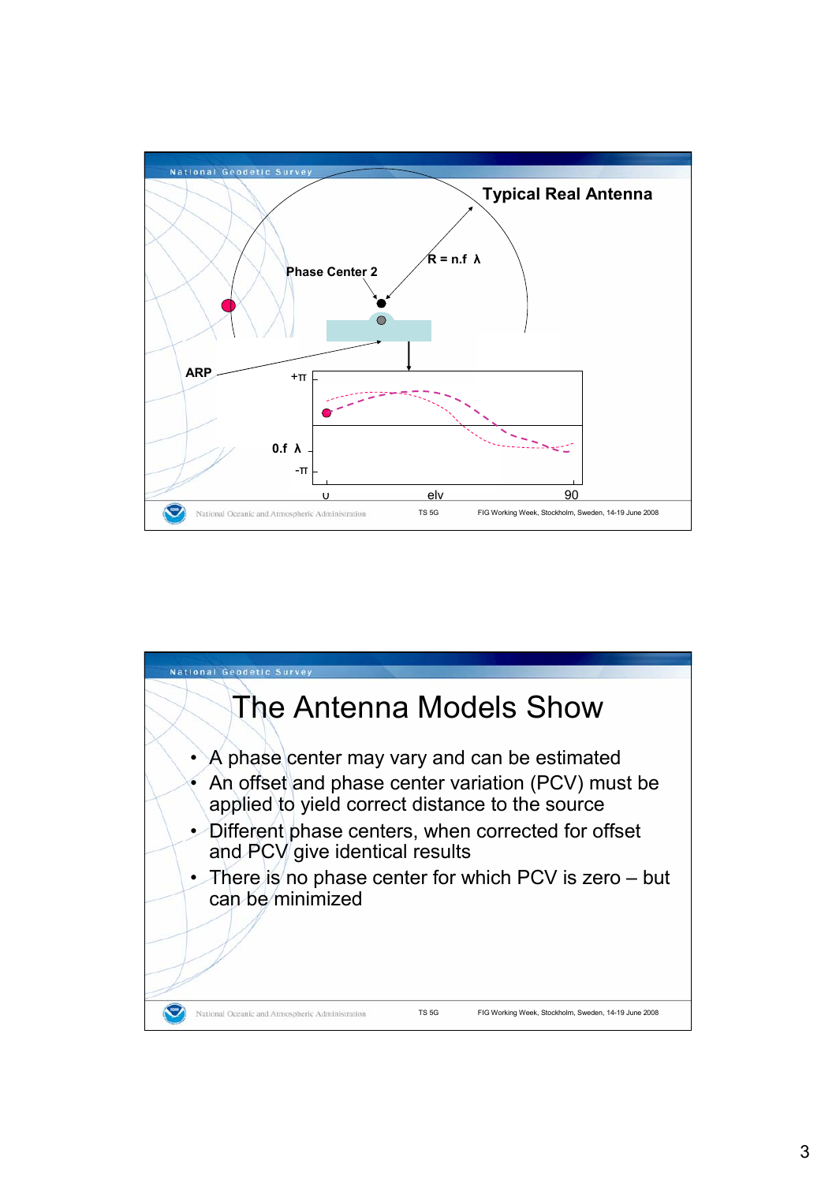## Typical Real Antenna

Phase Center 2

$R = n.f\ \lambda$

ARP

$+\pi$

$0.f\ \lambda$

$-\pi$

0 elv 90

# The Antenna Models Show

- A phase center may vary and can be estimated
- An offset and phase center variation (PCV) must be applied to yield correct distance to the source
- Different phase centers, when corrected for offset and PCV give identical results
- There is no phase center for which PCV is zero – but can be minimized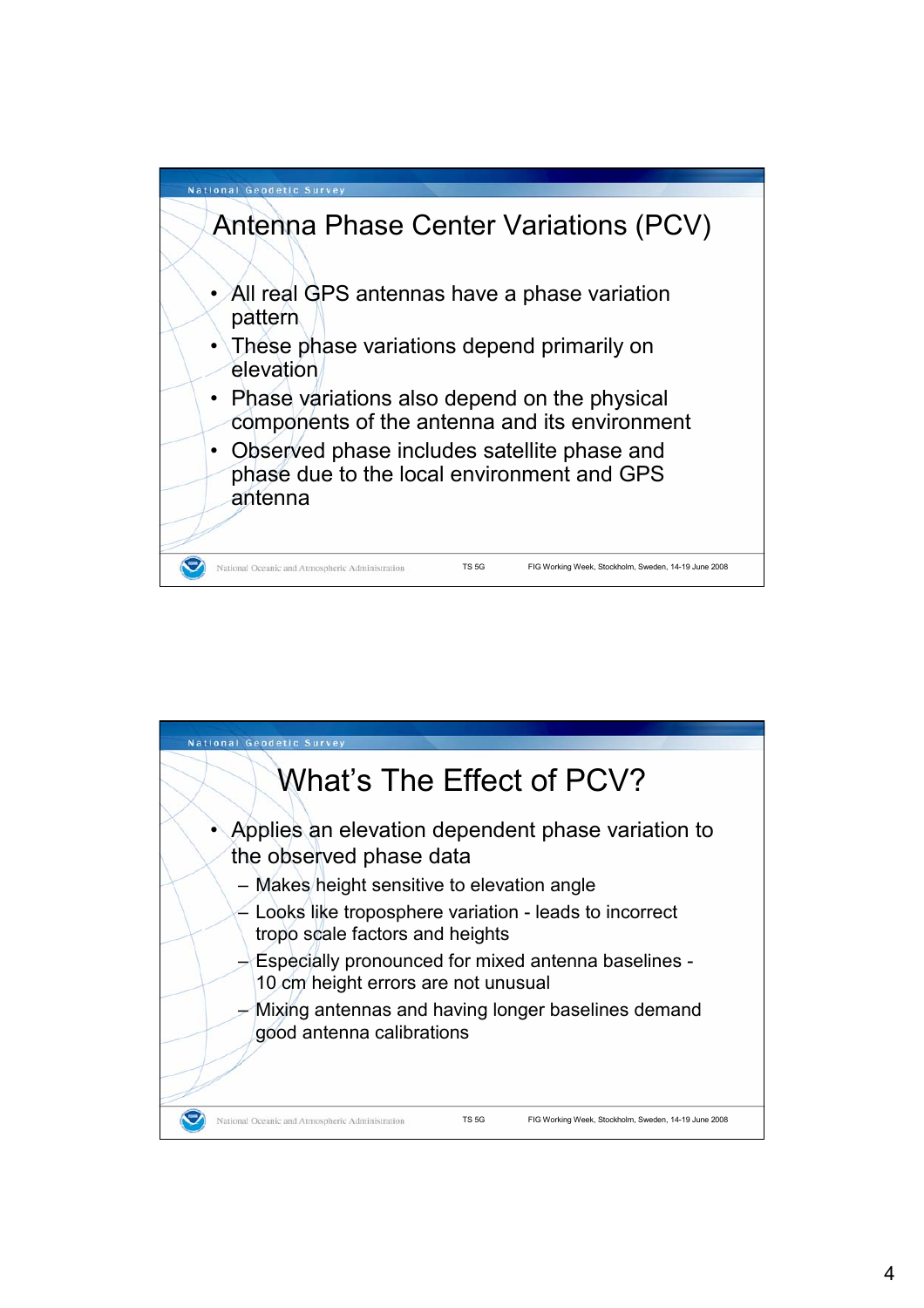## Antenna Phase Center Variations (PCV)

- All real GPS antennas have a phase variation pattern
- These phase variations depend primarily on elevation
- Phase variations also depend on the physical components of the antenna and its environment
- Observed phase includes satellite phase and phase due to the local environment and GPS antenna

## What's The Effect of PCV?

- Applies an elevation dependent phase variation to the observed phase data
  - Makes height sensitive to elevation angle
  - Looks like troposphere variation - leads to incorrect tropo scale factors and heights
  - Especially pronounced for mixed antenna baselines - 10 cm height errors are not unusual
  - Mixing antennas and having longer baselines demand good antenna calibrations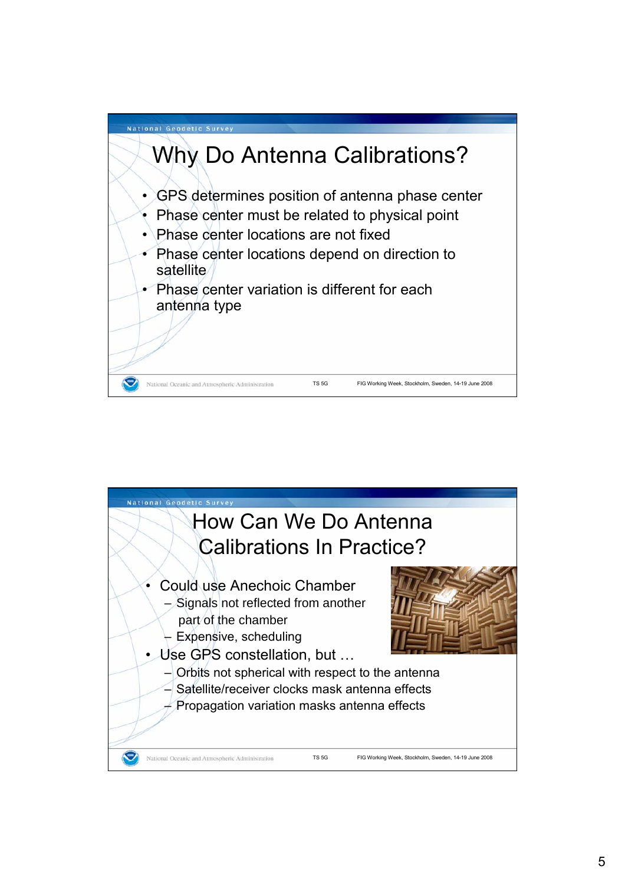## Why Do Antenna Calibrations?

- GPS determines position of antenna phase center
- Phase center must be related to physical point
- Phase center locations are not fixed
- Phase center locations depend on direction to satellite
- Phase center variation is different for each antenna type

## How Can We Do Antenna Calibrations In Practice?

- Could use Anechoic Chamber
  - Signals not reflected from another part of the chamber
  - Expensive, scheduling
- Use GPS constellation, but …
  - Orbits not spherical with respect to the antenna
  - Satellite/receiver clocks mask antenna effects
  - Propagation variation masks antenna effects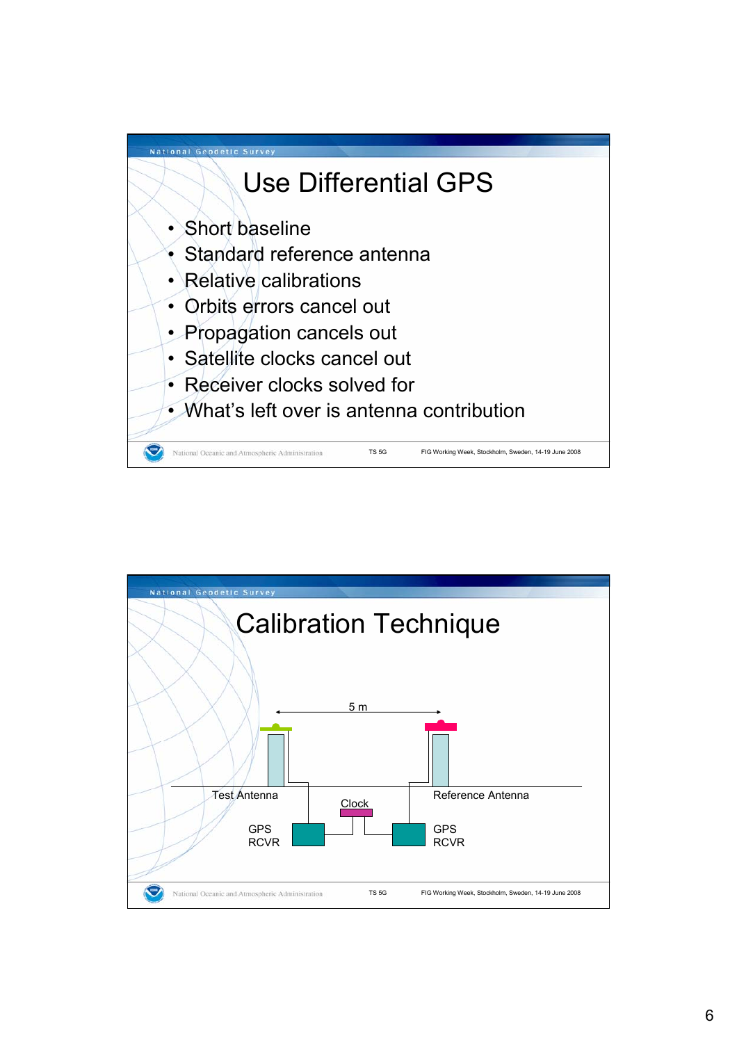# Use Differential GPS

- Short baseline
- Standard reference antenna
- Relative calibrations
- Orbits errors cancel out
- Propagation cancels out
- Satellite clocks cancel out
- Receiver clocks solved for
- What's left over is antenna contribution

# Calibration Technique

5 m

Test Antenna

Reference Antenna

Clock

GPS RCVR

GPS RCVR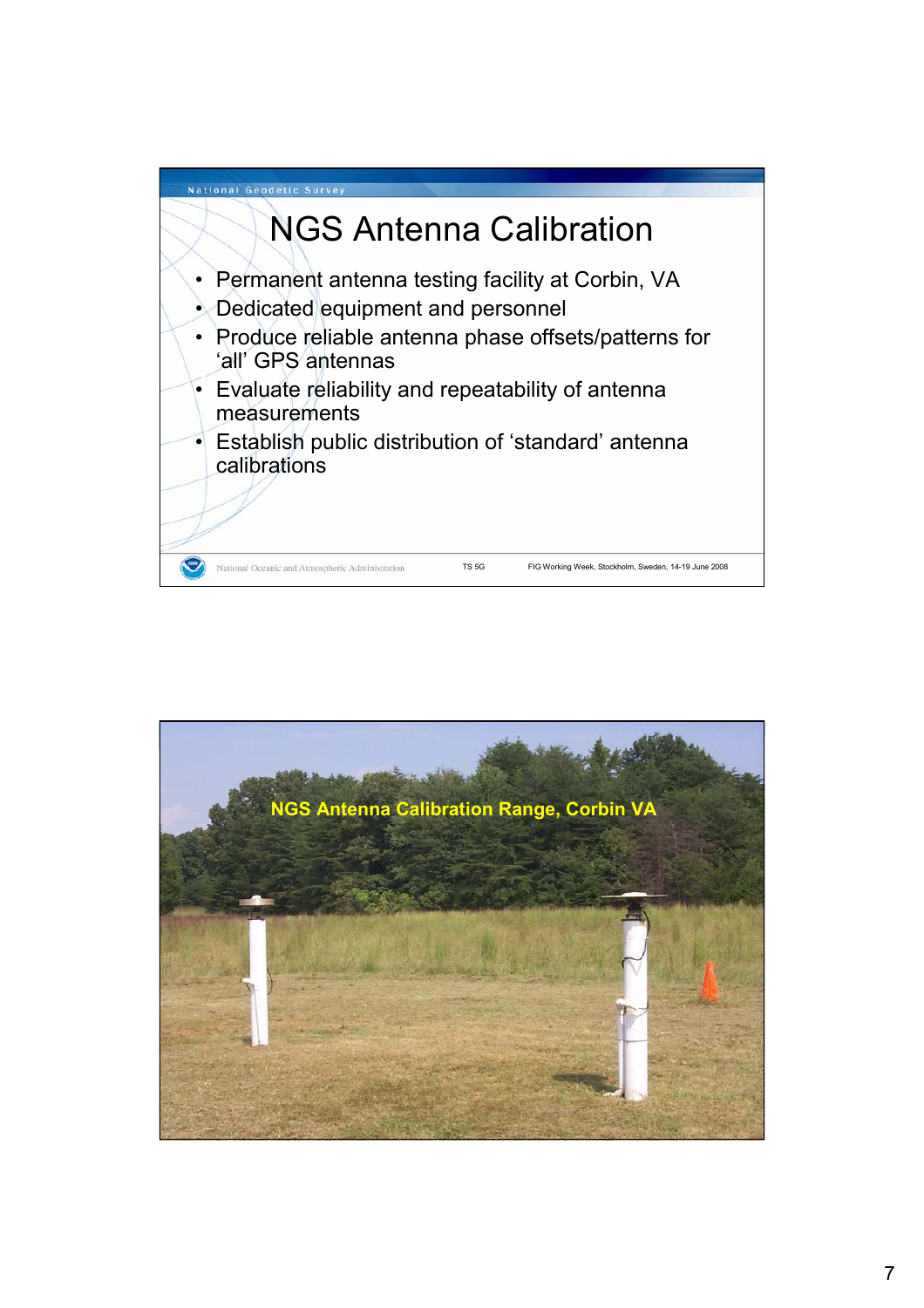# NGS Antenna Calibration

- Permanent antenna testing facility at Corbin, VA
- Dedicated equipment and personnel
- Produce reliable antenna phase offsets/patterns for 'all' GPS antennas
- Evaluate reliability and repeatability of antenna measurements
- Establish public distribution of 'standard' antenna calibrations

NGS Antenna Calibration Range, Corbin VA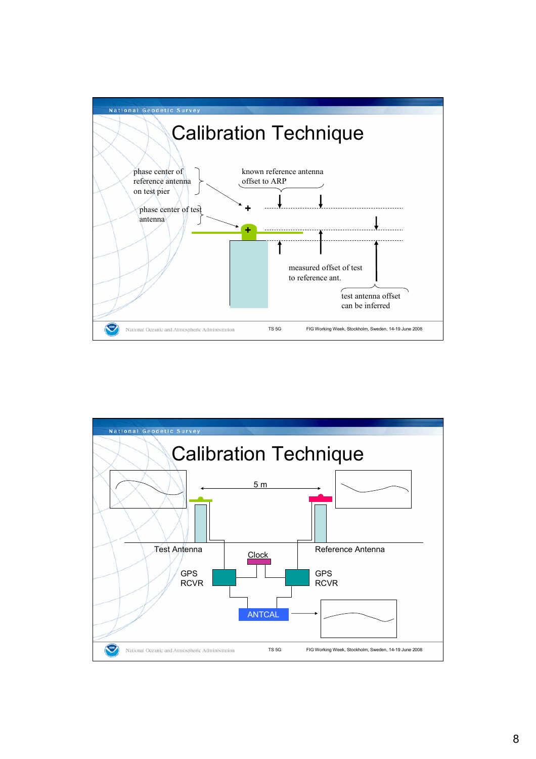# Calibration Technique

phase center of reference antenna on test pier

known reference antenna offset to ARP

phase center of test antenna

measured offset of test to reference ant.

test antenna offset can be inferred

# Calibration Technique

5 m

Test Antenna

Reference Antenna

Clock

GPS RCVR

GPS RCVR

ANTCAL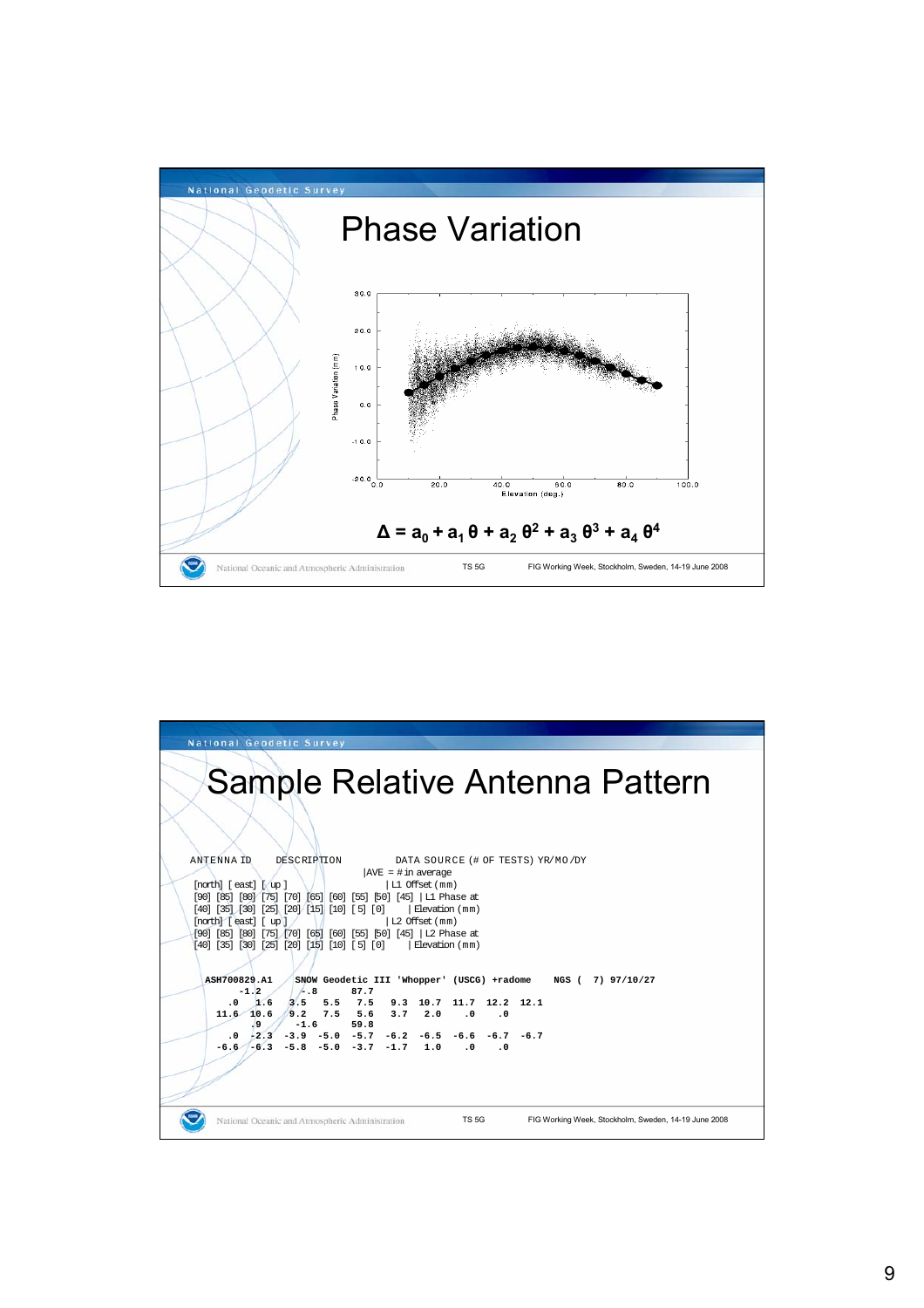## Phase Variation

$$\Delta = a_0 + a_1\,\theta + a_2\,\theta^2 + a_3\,\theta^3 + a_4\,\theta^4$$

## Sample Relative Antenna Pattern

```
ANTENNA ID     DESCRIPTION          DATA SOURCE (# OF TESTS) YR/MO/DY
                              |AVE = # in average
[north] [ east] [ up ]                  | L1 Offset (mm)
[90] [85] [80] [75] [70] [65] [60] [55] [50] [45] | L1 Phase at
[40] [35] [30] [25] [20] [15] [10] [ 5] [0]     | Elevation (mm)
[north] [ east] [ up ]                  | L2 Offset (mm)
[90] [85] [80] [75] [70] [65] [60] [55] [50] [45] | L2 Phase at
[40] [35] [30] [25] [20] [15] [10] [ 5] [0]     | Elevation (mm)


  ASH700829.A1    SNOW Geodetic III 'Whopper' (USCG) +radome    NGS (  7) 97/10/27
        -1.2       -.8      87.7
     .0   1.6   3.5   5.5   7.5   9.3  10.7  11.7  12.2  12.1
   11.6  10.6   9.2   7.5   5.6   3.7   2.0    .0    .0
          .9      -1.6      59.8
     .0  -2.3  -3.9  -5.0  -5.7  -6.2  -6.5  -6.6  -6.7  -6.7
   -6.6  -6.3  -5.8  -5.0  -3.7  -1.7   1.0    .0    .0
```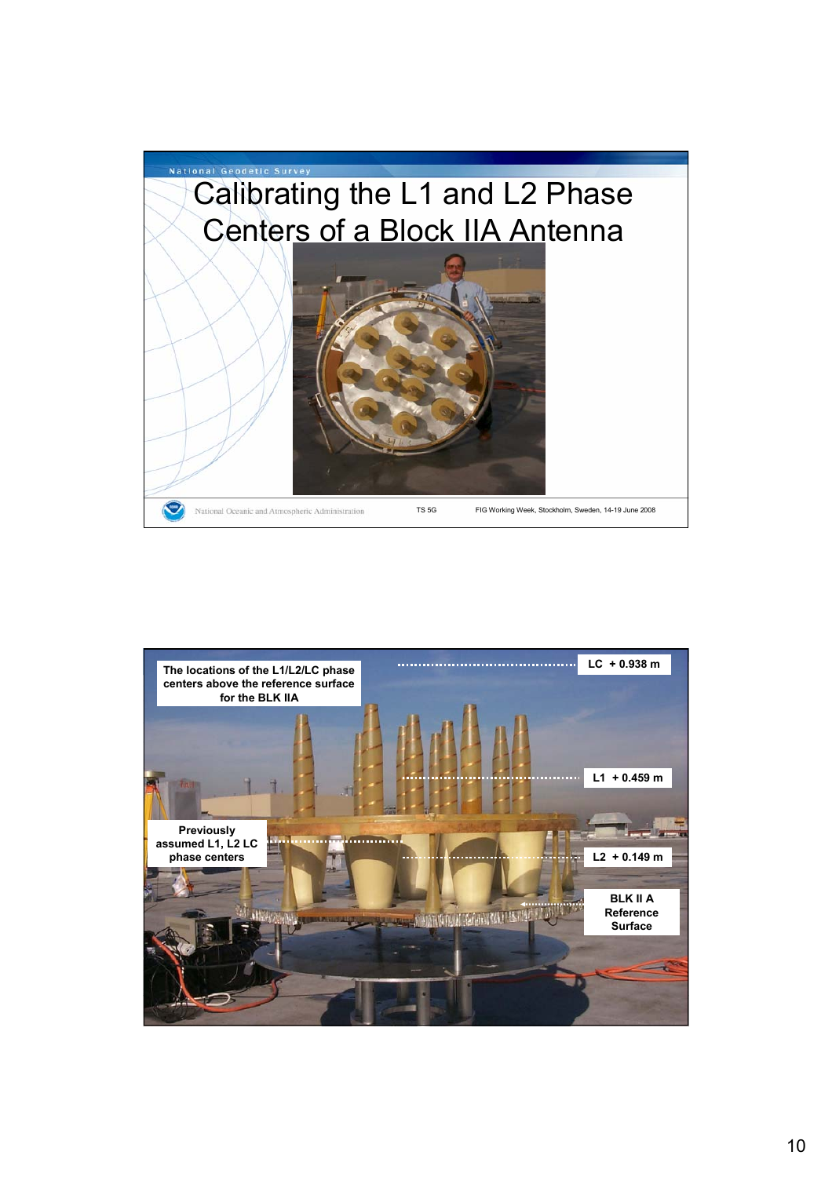# Calibrating the L1 and L2 Phase Centers of a Block IIA Antenna

The locations of the L1/L2/LC phase centers above the reference surface for the BLK IIA

LC + 0.938 m

L1 + 0.459 m

Previously assumed L1, L2 LC phase centers

L2 + 0.149 m

BLK II A Reference Surface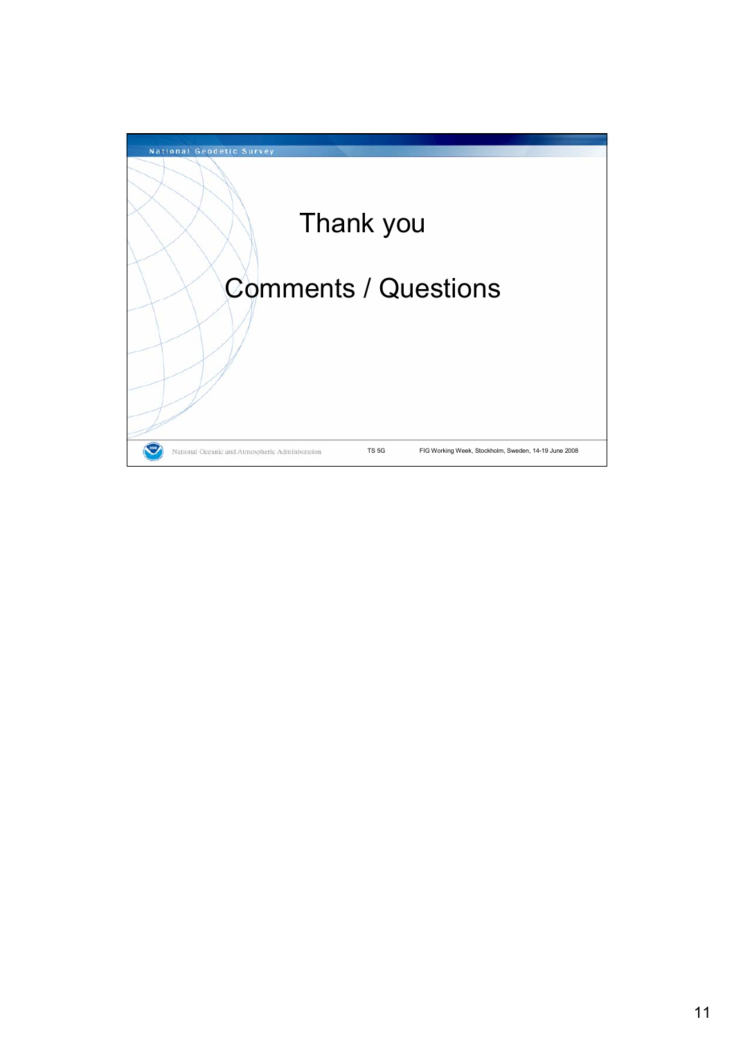National Geodetic Survey

Thank you

Comments / Questions

National Oceanic and Atmospheric Administration    TS 5G    FIG Working Week, Stockholm, Sweden, 14-19 June 2008